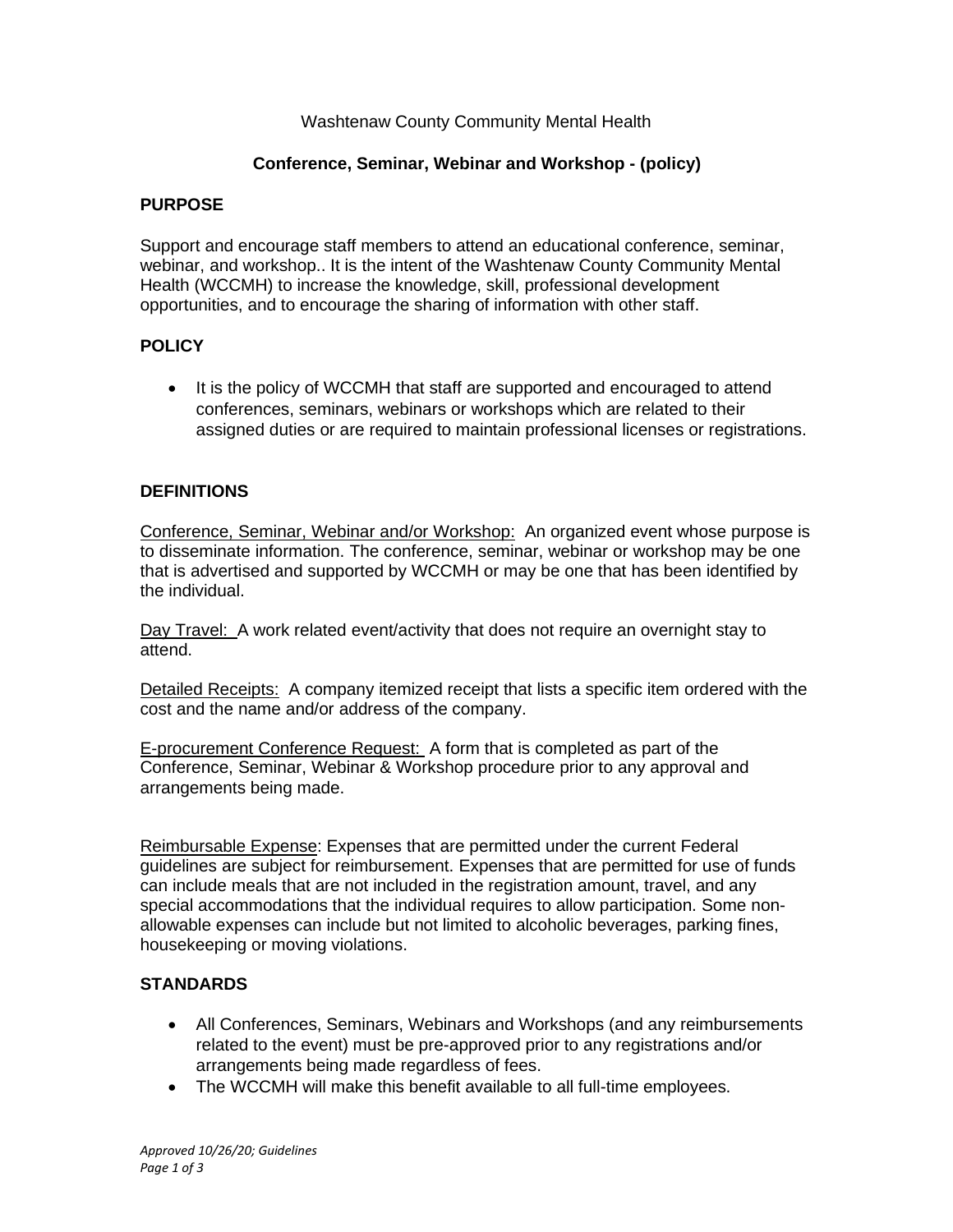Washtenaw County Community Mental Health

**Conference, Seminar, Webinar and Workshop - (policy)**

## PURPOSE

Support and encourage staff members to attend an educational conference, seminar, webinar, and workshop.. It is the intent of the Washtenaw County Community Mental Health (WCCMH) to increase the knowledge, skill, professional development opportunities, and to encourage the sharing of information with other staff.

## POLICY

- It is the policy of WCCMH that staff are supported and encouraged to attend conferences, seminars, webinars or workshops which are related to their assigned duties or are required to maintain professional licenses or registrations.

## DEFINITIONS

Conference, Seminar, Webinar and/or Workshop: An organized event whose purpose is to disseminate information. The conference, seminar, webinar or workshop may be one that is advertised and supported by WCCMH or may be one that has been identified by the individual.

Day Travel: A work related event/activity that does not require an overnight stay to attend.

Detailed Receipts: A company itemized receipt that lists a specific item ordered with the cost and the name and/or address of the company.

E-procurement Conference Request: A form that is completed as part of the Conference, Seminar, Webinar & Workshop procedure prior to any approval and arrangements being made.

Reimbursable Expense: Expenses that are permitted under the current Federal guidelines are subject for reimbursement. Expenses that are permitted for use of funds can include meals that are not included in the registration amount, travel, and any special accommodations that the individual requires to allow participation. Some non-allowable expenses can include but not limited to alcoholic beverages, parking fines, housekeeping or moving violations.

## STANDARDS

- All Conferences, Seminars, Webinars and Workshops (and any reimbursements related to the event) must be pre-approved prior to any registrations and/or arrangements being made regardless of fees.
- The WCCMH will make this benefit available to all full-time employees.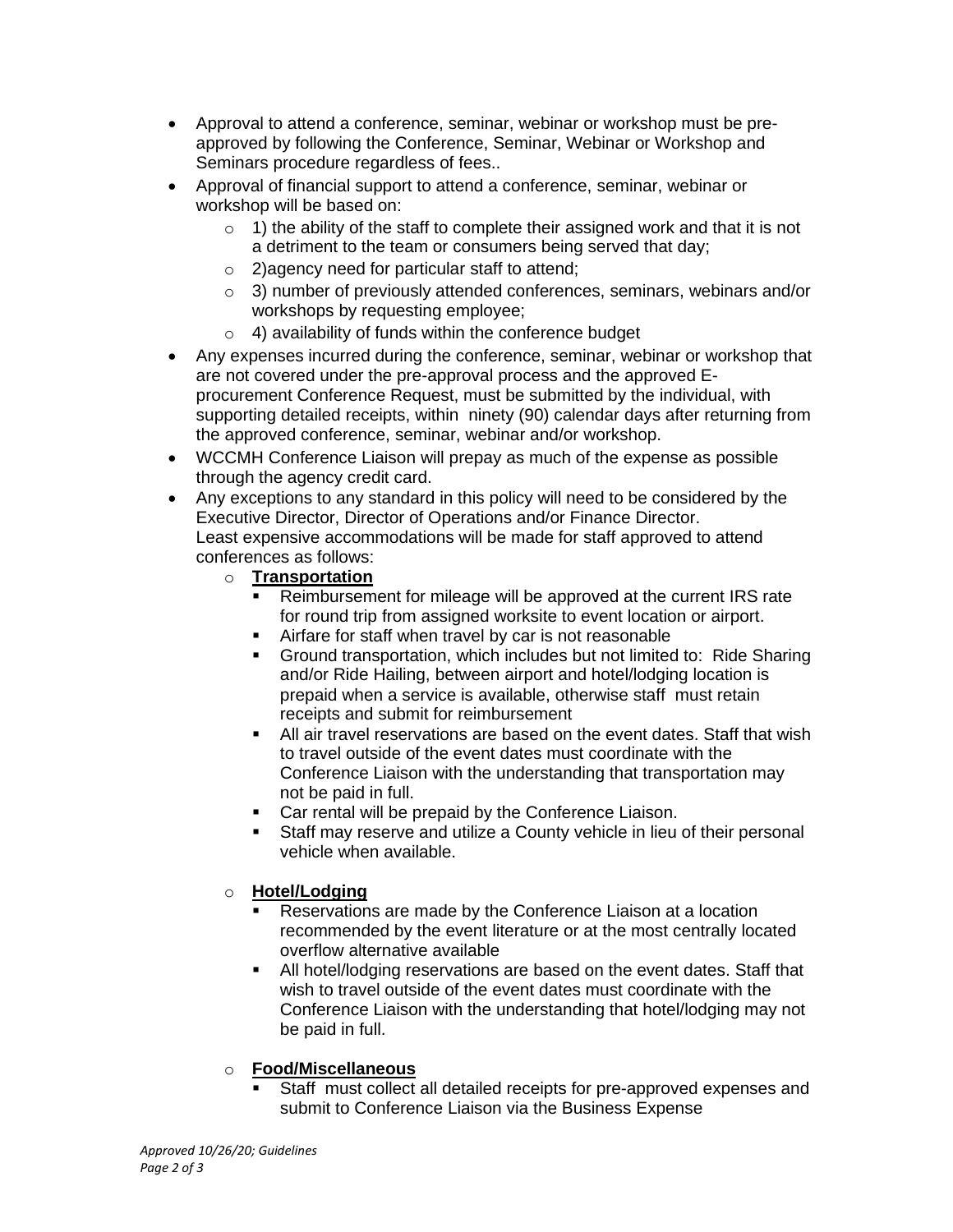- Approval to attend a conference, seminar, webinar or workshop must be pre-approved by following the Conference, Seminar, Webinar or Workshop and Seminars procedure regardless of fees..
- Approval of financial support to attend a conference, seminar, webinar or workshop will be based on:
  - 1) the ability of the staff to complete their assigned work and that it is not a detriment to the team or consumers being served that day;
  - 2)agency need for particular staff to attend;
  - 3) number of previously attended conferences, seminars, webinars and/or workshops by requesting employee;
  - 4) availability of funds within the conference budget
- Any expenses incurred during the conference, seminar, webinar or workshop that are not covered under the pre-approval process and the approved E-procurement Conference Request, must be submitted by the individual, with supporting detailed receipts, within ninety (90) calendar days after returning from the approved conference, seminar, webinar and/or workshop.
- WCCMH Conference Liaison will prepay as much of the expense as possible through the agency credit card.
- Any exceptions to any standard in this policy will need to be considered by the Executive Director, Director of Operations and/or Finance Director.
  Least expensive accommodations will be made for staff approved to attend conferences as follows:
  - **Transportation**
    - Reimbursement for mileage will be approved at the current IRS rate for round trip from assigned worksite to event location or airport.
    - Airfare for staff when travel by car is not reasonable
    - Ground transportation, which includes but not limited to: Ride Sharing and/or Ride Hailing, between airport and hotel/lodging location is prepaid when a service is available, otherwise staff must retain receipts and submit for reimbursement
    - All air travel reservations are based on the event dates. Staff that wish to travel outside of the event dates must coordinate with the Conference Liaison with the understanding that transportation may not be paid in full.
    - Car rental will be prepaid by the Conference Liaison.
    - Staff may reserve and utilize a County vehicle in lieu of their personal vehicle when available.

  - **Hotel/Lodging**
    - Reservations are made by the Conference Liaison at a location recommended by the event literature or at the most centrally located overflow alternative available
    - All hotel/lodging reservations are based on the event dates. Staff that wish to travel outside of the event dates must coordinate with the Conference Liaison with the understanding that hotel/lodging may not be paid in full.

  - **Food/Miscellaneous**
    - Staff must collect all detailed receipts for pre-approved expenses and submit to Conference Liaison via the Business Expense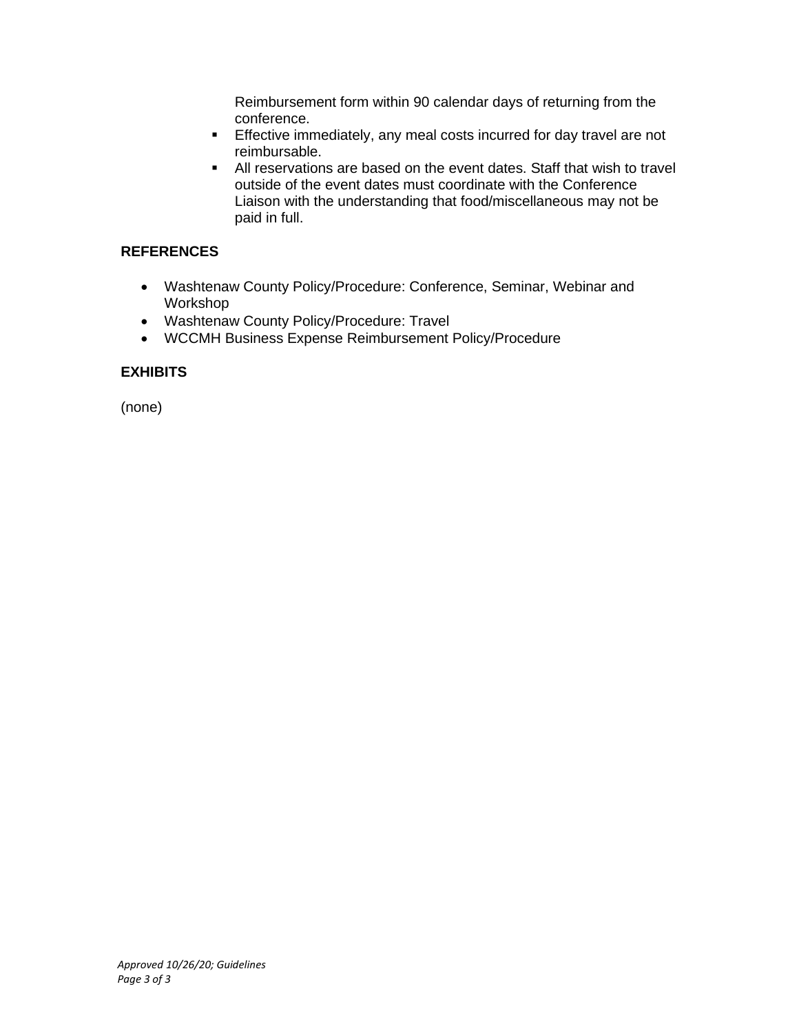Reimbursement form within 90 calendar days of returning from the conference.

- Effective immediately, any meal costs incurred for day travel are not reimbursable.
- All reservations are based on the event dates. Staff that wish to travel outside of the event dates must coordinate with the Conference Liaison with the understanding that food/miscellaneous may not be paid in full.

**REFERENCES**

- Washtenaw County Policy/Procedure: Conference, Seminar, Webinar and Workshop
- Washtenaw County Policy/Procedure: Travel
- WCCMH Business Expense Reimbursement Policy/Procedure

**EXHIBITS**

(none)

*Approved 10/26/20; Guidelines*